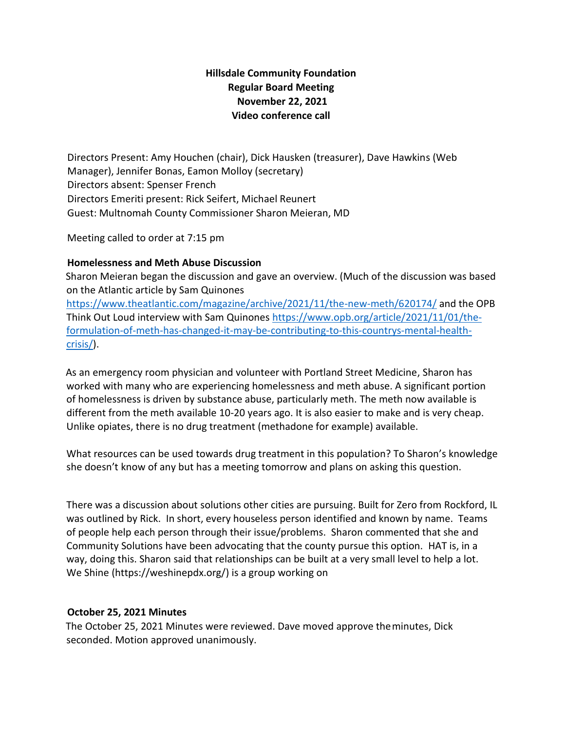**Hillsdale Community Foundation**
**Regular Board Meeting**
**November 22, 2021**
**Video conference call**

Directors Present: Amy Houchen (chair), Dick Hausken (treasurer), Dave Hawkins (Web Manager), Jennifer Bonas, Eamon Molloy (secretary)
Directors absent: Spenser French
Directors Emeriti present: Rick Seifert, Michael Reunert
Guest: Multnomah County Commissioner Sharon Meieran, MD

Meeting called to order at 7:15 pm

**Homelessness and Meth Abuse Discussion**

Sharon Meieran began the discussion and gave an overview. (Much of the discussion was based on the Atlantic article by Sam Quinones https://www.theatlantic.com/magazine/archive/2021/11/the-new-meth/620174/ and the OPB Think Out Loud interview with Sam Quinones https://www.opb.org/article/2021/11/01/the-formulation-of-meth-has-changed-it-may-be-contributing-to-this-countrys-mental-health-crisis/).

As an emergency room physician and volunteer with Portland Street Medicine, Sharon has worked with many who are experiencing homelessness and meth abuse. A significant portion of homelessness is driven by substance abuse, particularly meth. The meth now available is different from the meth available 10-20 years ago. It is also easier to make and is very cheap. Unlike opiates, there is no drug treatment (methadone for example) available.

What resources can be used towards drug treatment in this population? To Sharon's knowledge she doesn't know of any but has a meeting tomorrow and plans on asking this question.

There was a discussion about solutions other cities are pursuing. Built for Zero from Rockford, IL was outlined by Rick. In short, every houseless person identified and known by name. Teams of people help each person through their issue/problems. Sharon commented that she and Community Solutions have been advocating that the county pursue this option. HAT is, in a way, doing this. Sharon said that relationships can be built at a very small level to help a lot. We Shine (https://weshinepdx.org/) is a group working on

**October 25, 2021 Minutes**

The October 25, 2021 Minutes were reviewed. Dave moved approve the minutes, Dick seconded. Motion approved unanimously.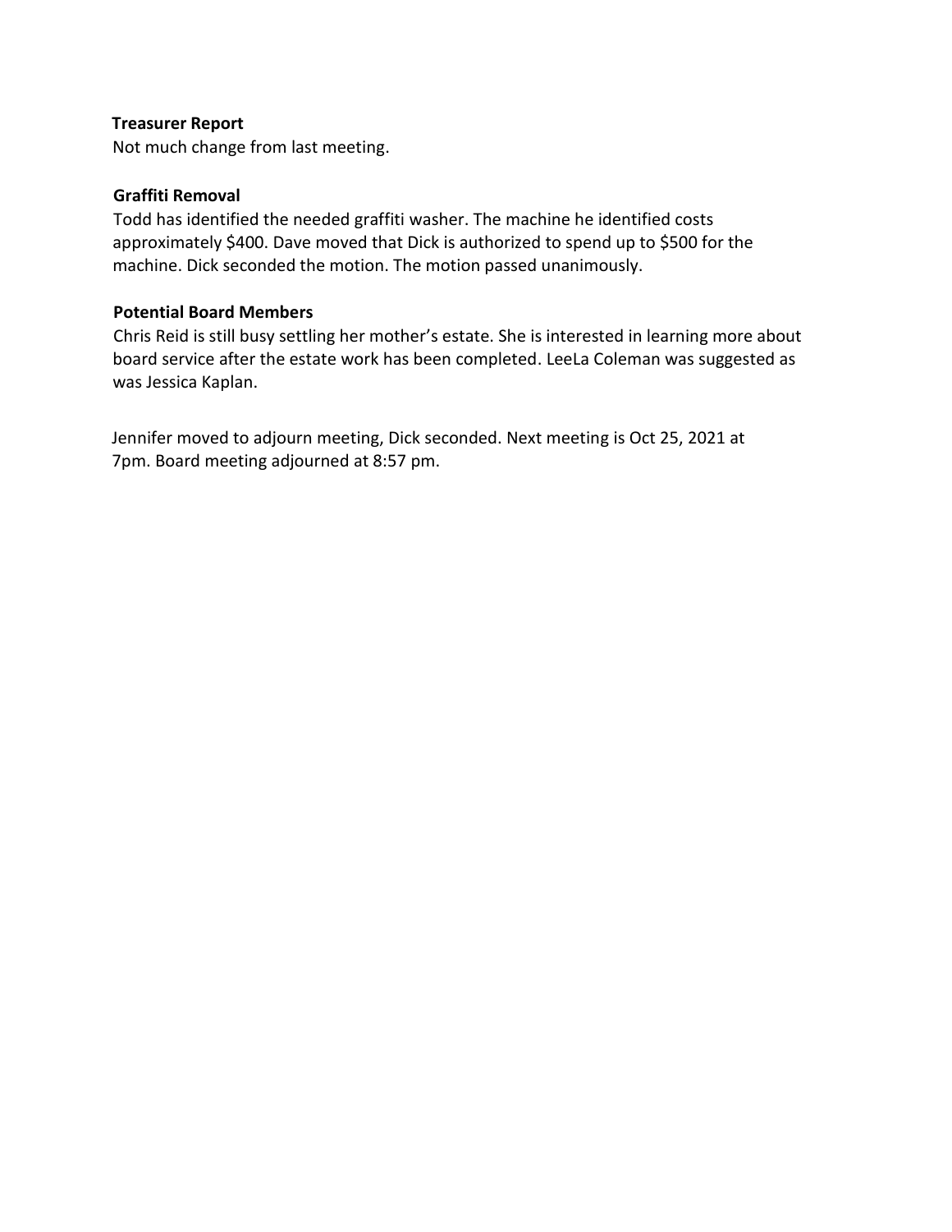**Treasurer Report**

Not much change from last meeting.

**Graffiti Removal**

Todd has identified the needed graffiti washer. The machine he identified costs approximately $400. Dave moved that Dick is authorized to spend up to $500 for the machine. Dick seconded the motion. The motion passed unanimously.

**Potential Board Members**

Chris Reid is still busy settling her mother's estate. She is interested in learning more about board service after the estate work has been completed. LeeLa Coleman was suggested as was Jessica Kaplan.

Jennifer moved to adjourn meeting, Dick seconded. Next meeting is Oct 25, 2021 at 7pm. Board meeting adjourned at 8:57 pm.